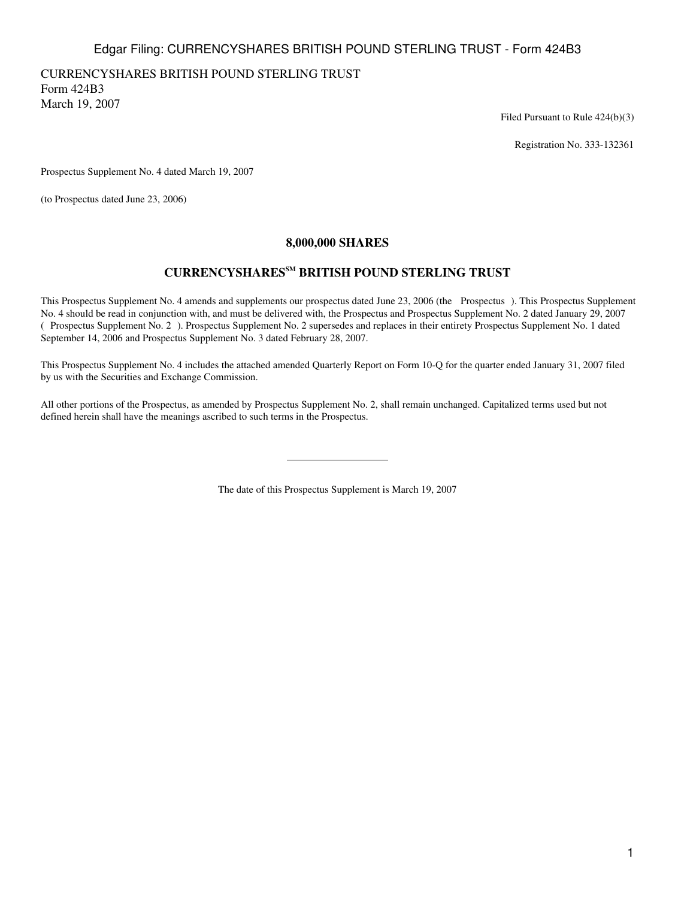CURRENCYSHARES BRITISH POUND STERLING TRUST
Form 424B3
March 19, 2007

Filed Pursuant to Rule 424(b)(3)

Registration No. 333-132361

Prospectus Supplement No. 4 dated March 19, 2007

(to Prospectus dated June 23, 2006)

## 8,000,000 SHARES

## CURRENCYSHARES[SM] BRITISH POUND STERLING TRUST

This Prospectus Supplement No. 4 amends and supplements our prospectus dated June 23, 2006 (the Prospectus ). This Prospectus Supplement No. 4 should be read in conjunction with, and must be delivered with, the Prospectus and Prospectus Supplement No. 2 dated January 29, 2007 ( Prospectus Supplement No. 2 ). Prospectus Supplement No. 2 supersedes and replaces in their entirety Prospectus Supplement No. 1 dated September 14, 2006 and Prospectus Supplement No. 3 dated February 28, 2007.

This Prospectus Supplement No. 4 includes the attached amended Quarterly Report on Form 10-Q for the quarter ended January 31, 2007 filed by us with the Securities and Exchange Commission.

All other portions of the Prospectus, as amended by Prospectus Supplement No. 2, shall remain unchanged. Capitalized terms used but not defined herein shall have the meanings ascribed to such terms in the Prospectus.

---

The date of this Prospectus Supplement is March 19, 2007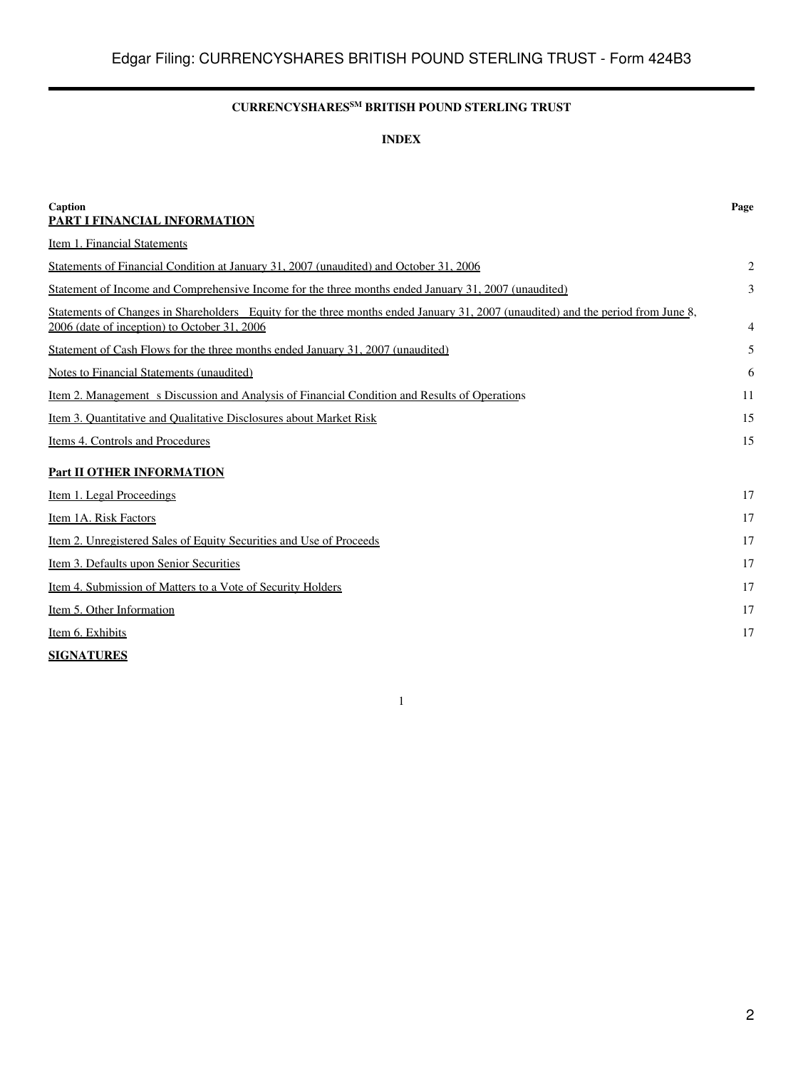# CURRENCYSHARES[SM] BRITISH POUND STERLING TRUST

## INDEX

| Caption | Page |
| --- | --- |
| **PART I FINANCIAL INFORMATION** | |
| Item 1. Financial Statements | |
| Statements of Financial Condition at January 31, 2007 (unaudited) and October 31, 2006 | 2 |
| Statement of Income and Comprehensive Income for the three months ended January 31, 2007 (unaudited) | 3 |
| Statements of Changes in Shareholders Equity for the three months ended January 31, 2007 (unaudited) and the period from June 8, 2006 (date of inception) to October 31, 2006 | 4 |
| Statement of Cash Flows for the three months ended January 31, 2007 (unaudited) | 5 |
| Notes to Financial Statements (unaudited) | 6 |
| Item 2. Management s Discussion and Analysis of Financial Condition and Results of Operations | 11 |
| Item 3. Quantitative and Qualitative Disclosures about Market Risk | 15 |
| Items 4. Controls and Procedures | 15 |
| **Part II OTHER INFORMATION** | |
| Item 1. Legal Proceedings | 17 |
| Item 1A. Risk Factors | 17 |
| Item 2. Unregistered Sales of Equity Securities and Use of Proceeds | 17 |
| Item 3. Defaults upon Senior Securities | 17 |
| Item 4. Submission of Matters to a Vote of Security Holders | 17 |
| Item 5. Other Information | 17 |
| Item 6. Exhibits | 17 |
| **SIGNATURES** | |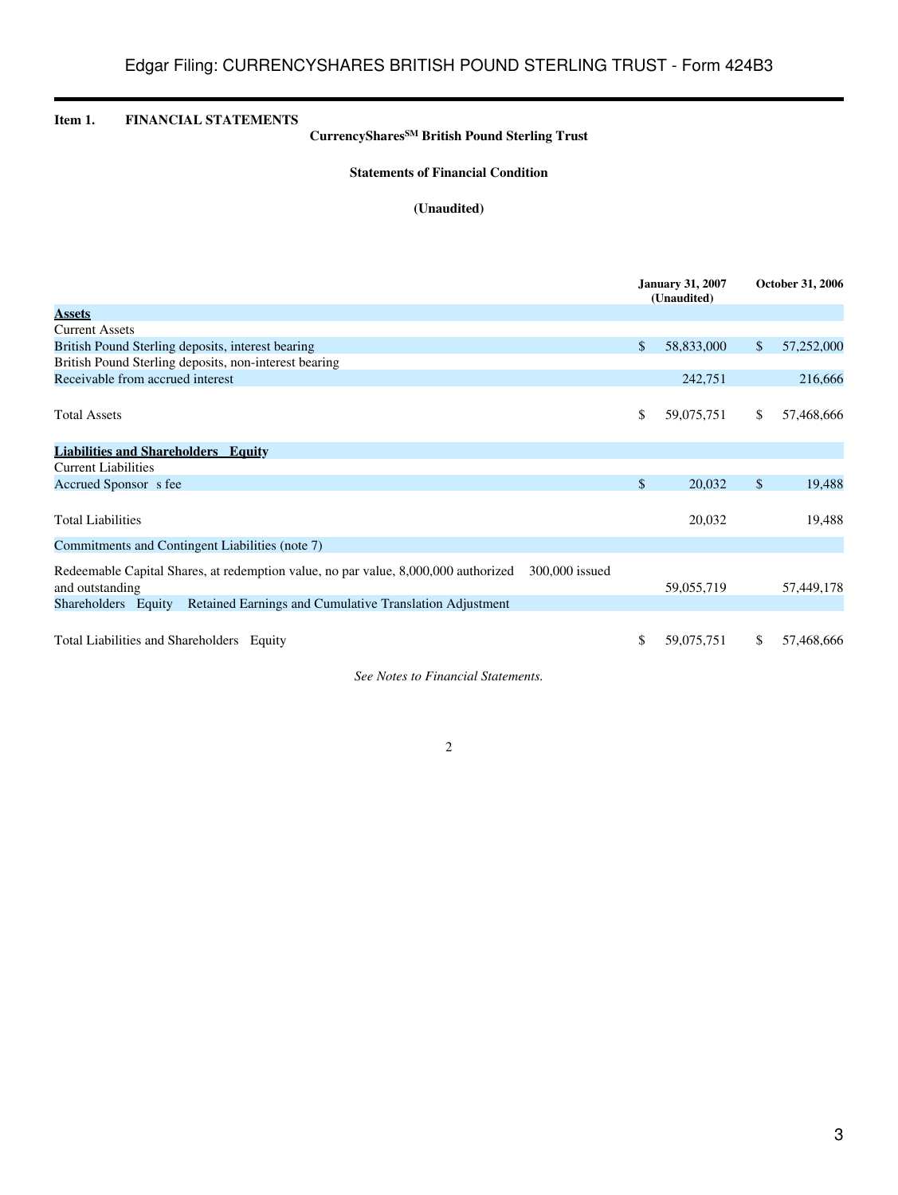**Item 1. FINANCIAL STATEMENTS**

**CurrencyShares[SM] British Pound Sterling Trust**

**Statements of Financial Condition**

**(Unaudited)**

| | January 31, 2007 (Unaudited) | October 31, 2006 |
|---|---|---|
| **Assets** | | |
| Current Assets | | |
| British Pound Sterling deposits, interest bearing | $ 58,833,000 | $ 57,252,000 |
| British Pound Sterling deposits, non-interest bearing | | |
| Receivable from accrued interest | 242,751 | 216,666 |
| Total Assets | $ 59,075,751 | $ 57,468,666 |
| **Liabilities and Shareholders Equity** | | |
| Current Liabilities | | |
| Accrued Sponsor s fee | $ 20,032 | $ 19,488 |
| Total Liabilities | 20,032 | 19,488 |
| Commitments and Contingent Liabilities (note 7) | | |
| Redeemable Capital Shares, at redemption value, no par value, 8,000,000 authorized 300,000 issued and outstanding | 59,055,719 | 57,449,178 |
| Shareholders Equity Retained Earnings and Cumulative Translation Adjustment | | |
| Total Liabilities and Shareholders Equity | $ 59,075,751 | $ 57,468,666 |

*See Notes to Financial Statements.*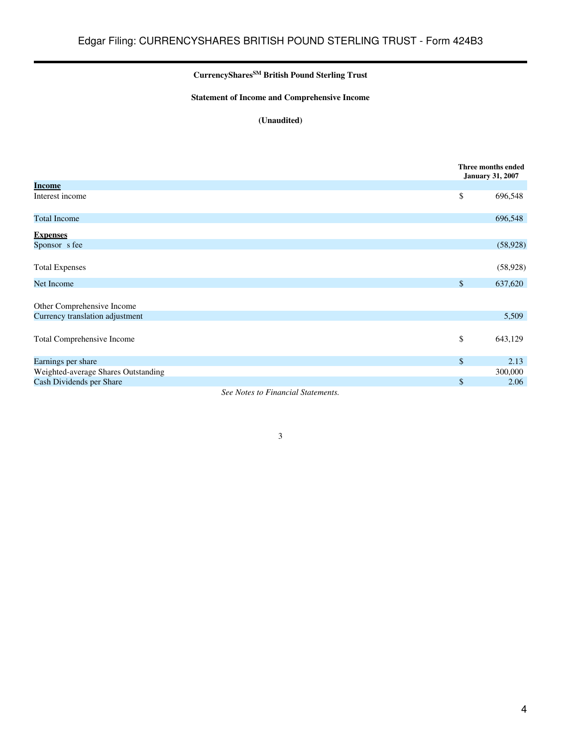**CurrencyShares[SM] British Pound Sterling Trust**

**Statement of Income and Comprehensive Income**

**(Unaudited)**

| | Three months ended January 31, 2007 |
|---|---|
| **Income** | |
| Interest income | $ 696,548 |
| Total Income | 696,548 |
| **Expenses** | |
| Sponsor s fee | (58,928) |
| Total Expenses | (58,928) |
| Net Income | $ 637,620 |
| Other Comprehensive Income | |
| Currency translation adjustment | 5,509 |
| Total Comprehensive Income | $ 643,129 |
| Earnings per share | $ 2.13 |
| Weighted-average Shares Outstanding | 300,000 |
| Cash Dividends per Share | $ 2.06 |

*See Notes to Financial Statements.*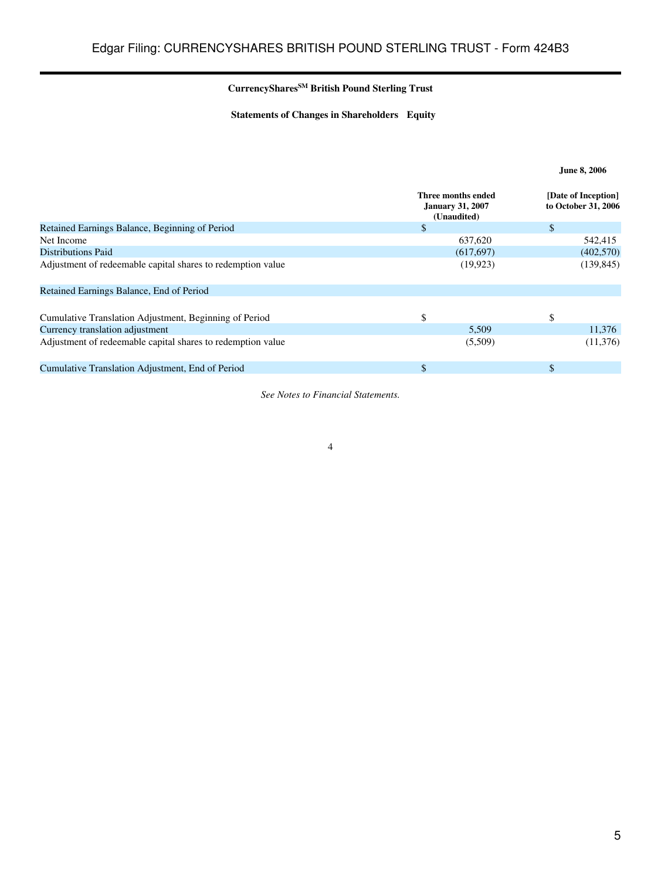**CurrencyShares[SM] British Pound Sterling Trust**

**Statements of Changes in Shareholders Equity**

| | Three months ended January 31, 2007 (Unaudited) | June 8, 2006 [Date of Inception] to October 31, 2006 |
|---|---|---|
| Retained Earnings Balance, Beginning of Period | $ | $ |
| Net Income | 637,620 | 542,415 |
| Distributions Paid | (617,697) | (402,570) |
| Adjustment of redeemable capital shares to redemption value | (19,923) | (139,845) |
| Retained Earnings Balance, End of Period | | |
| Cumulative Translation Adjustment, Beginning of Period | $ | $ |
| Currency translation adjustment | 5,509 | 11,376 |
| Adjustment of redeemable capital shares to redemption value | (5,509) | (11,376) |
| Cumulative Translation Adjustment, End of Period | $ | $ |

*See Notes to Financial Statements.*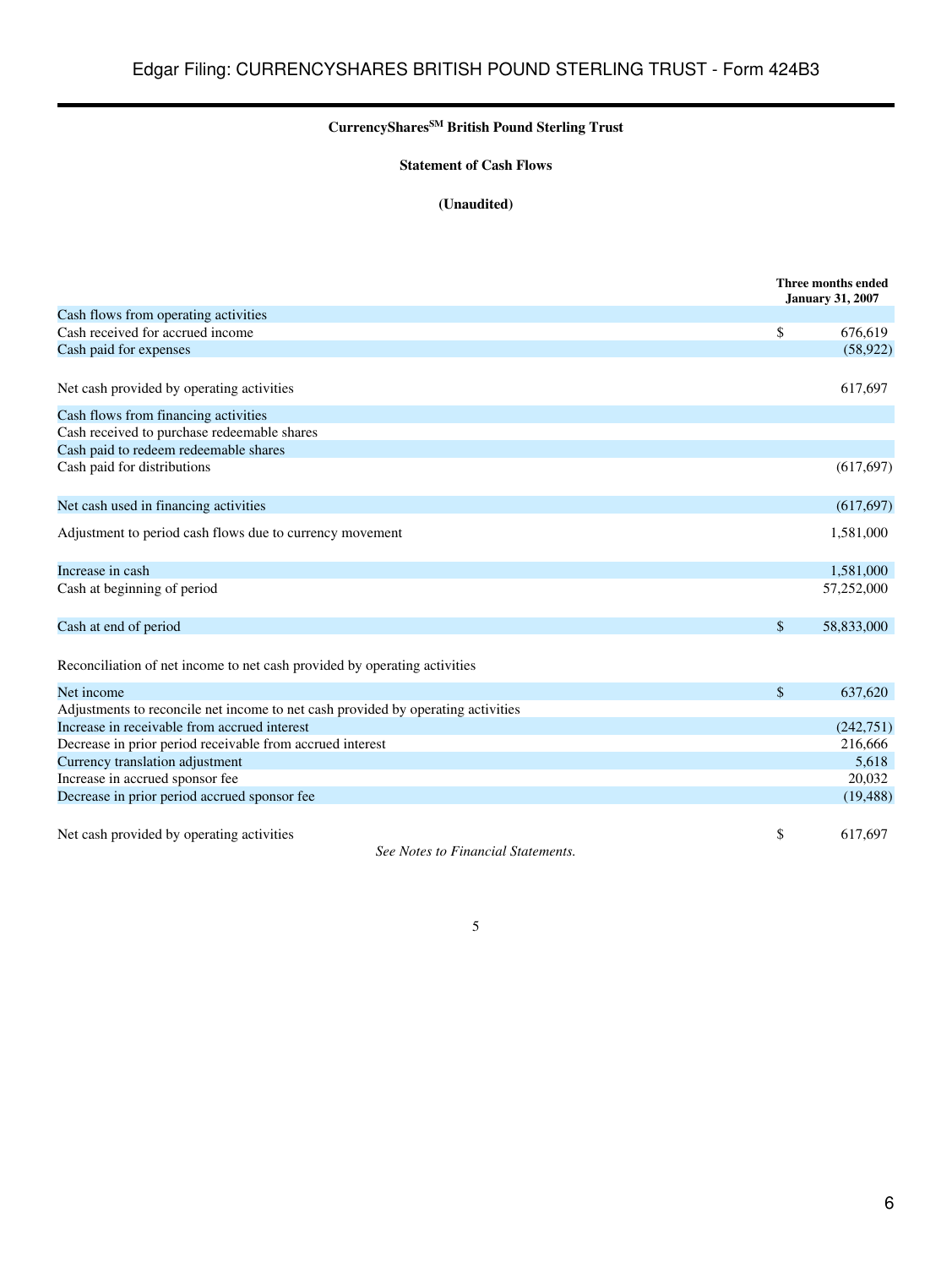### CurrencyShares[SM] British Pound Sterling Trust

### Statement of Cash Flows

### (Unaudited)

| | Three months ended January 31, 2007 |
|---|---|
| Cash flows from operating activities | |
| Cash received for accrued income | $ 676,619 |
| Cash paid for expenses | (58,922) |
| Net cash provided by operating activities | 617,697 |
| Cash flows from financing activities | |
| Cash received to purchase redeemable shares | |
| Cash paid to redeem redeemable shares | |
| Cash paid for distributions | (617,697) |
| Net cash used in financing activities | (617,697) |
| Adjustment to period cash flows due to currency movement | 1,581,000 |
| Increase in cash | 1,581,000 |
| Cash at beginning of period | 57,252,000 |
| Cash at end of period | $ 58,833,000 |
| Reconciliation of net income to net cash provided by operating activities | |
| Net income | $ 637,620 |
| Adjustments to reconcile net income to net cash provided by operating activities | |
| Increase in receivable from accrued interest | (242,751) |
| Decrease in prior period receivable from accrued interest | 216,666 |
| Currency translation adjustment | 5,618 |
| Increase in accrued sponsor fee | 20,032 |
| Decrease in prior period accrued sponsor fee | (19,488) |
| Net cash provided by operating activities | $ 617,697 |

*See Notes to Financial Statements.*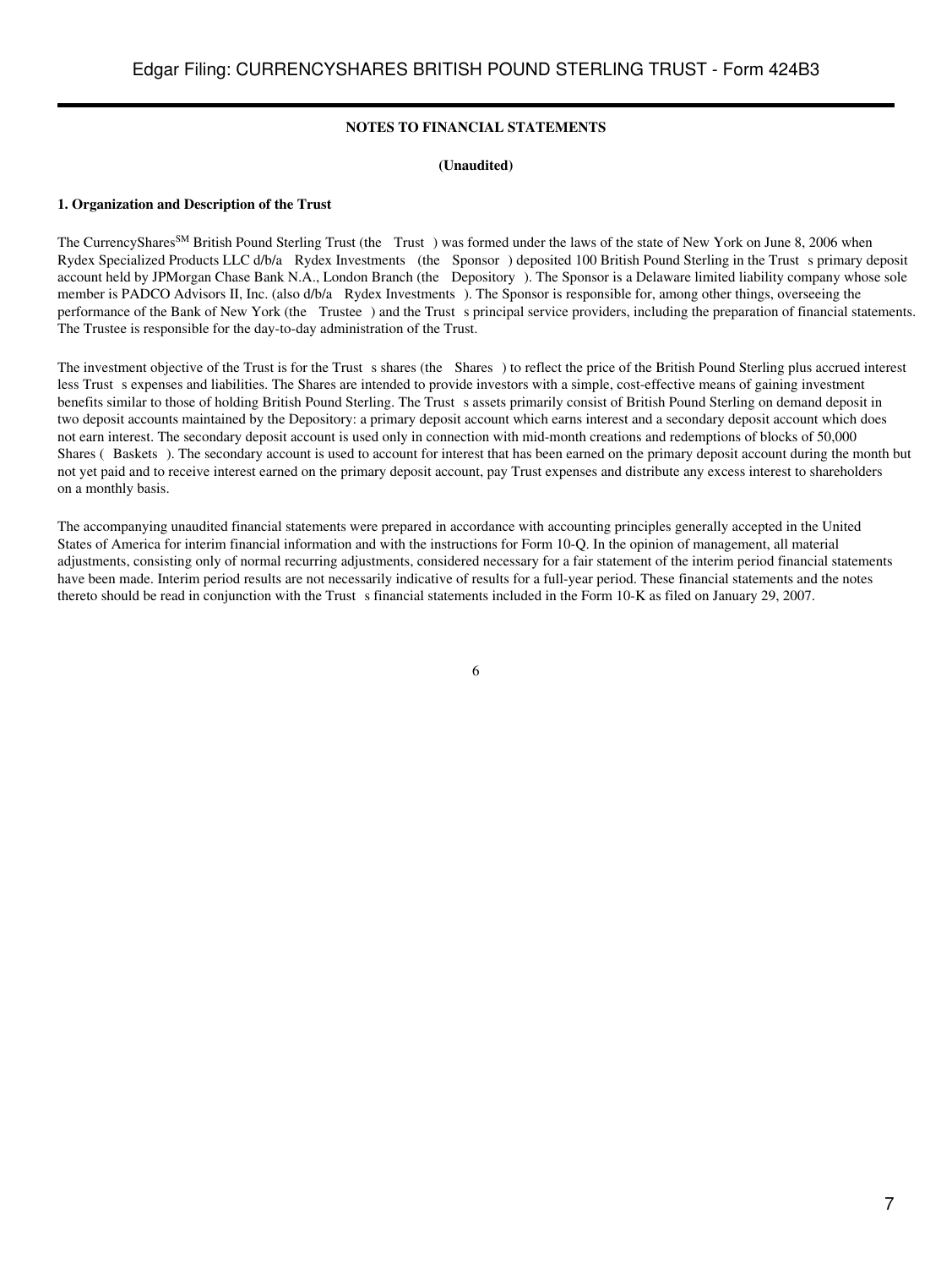**NOTES TO FINANCIAL STATEMENTS**

**(Unaudited)**

**1. Organization and Description of the Trust**

The CurrencySharesSM British Pound Sterling Trust (the Trust ) was formed under the laws of the state of New York on June 8, 2006 when Rydex Specialized Products LLC d/b/a Rydex Investments (the Sponsor ) deposited 100 British Pound Sterling in the Trust s primary deposit account held by JPMorgan Chase Bank N.A., London Branch (the Depository ). The Sponsor is a Delaware limited liability company whose sole member is PADCO Advisors II, Inc. (also d/b/a Rydex Investments ). The Sponsor is responsible for, among other things, overseeing the performance of the Bank of New York (the Trustee ) and the Trust s principal service providers, including the preparation of financial statements. The Trustee is responsible for the day-to-day administration of the Trust.

The investment objective of the Trust is for the Trust s shares (the Shares ) to reflect the price of the British Pound Sterling plus accrued interest less Trust s expenses and liabilities. The Shares are intended to provide investors with a simple, cost-effective means of gaining investment benefits similar to those of holding British Pound Sterling. The Trust s assets primarily consist of British Pound Sterling on demand deposit in two deposit accounts maintained by the Depository: a primary deposit account which earns interest and a secondary deposit account which does not earn interest. The secondary deposit account is used only in connection with mid-month creations and redemptions of blocks of 50,000 Shares ( Baskets ). The secondary account is used to account for interest that has been earned on the primary deposit account during the month but not yet paid and to receive interest earned on the primary deposit account, pay Trust expenses and distribute any excess interest to shareholders on a monthly basis.

The accompanying unaudited financial statements were prepared in accordance with accounting principles generally accepted in the United States of America for interim financial information and with the instructions for Form 10-Q. In the opinion of management, all material adjustments, consisting only of normal recurring adjustments, considered necessary for a fair statement of the interim period financial statements have been made. Interim period results are not necessarily indicative of results for a full-year period. These financial statements and the notes thereto should be read in conjunction with the Trust s financial statements included in the Form 10-K as filed on January 29, 2007.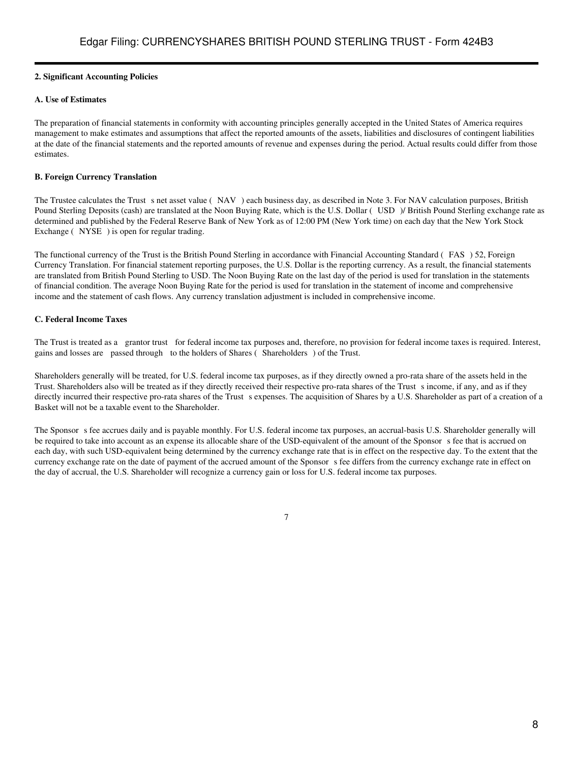**2. Significant Accounting Policies**

**A. Use of Estimates**

The preparation of financial statements in conformity with accounting principles generally accepted in the United States of America requires management to make estimates and assumptions that affect the reported amounts of the assets, liabilities and disclosures of contingent liabilities at the date of the financial statements and the reported amounts of revenue and expenses during the period. Actual results could differ from those estimates.

**B. Foreign Currency Translation**

The Trustee calculates the Trust s net asset value ( NAV ) each business day, as described in Note 3. For NAV calculation purposes, British Pound Sterling Deposits (cash) are translated at the Noon Buying Rate, which is the U.S. Dollar ( USD )/ British Pound Sterling exchange rate as determined and published by the Federal Reserve Bank of New York as of 12:00 PM (New York time) on each day that the New York Stock Exchange ( NYSE ) is open for regular trading.

The functional currency of the Trust is the British Pound Sterling in accordance with Financial Accounting Standard ( FAS ) 52, Foreign Currency Translation. For financial statement reporting purposes, the U.S. Dollar is the reporting currency. As a result, the financial statements are translated from British Pound Sterling to USD. The Noon Buying Rate on the last day of the period is used for translation in the statements of financial condition. The average Noon Buying Rate for the period is used for translation in the statement of income and comprehensive income and the statement of cash flows. Any currency translation adjustment is included in comprehensive income.

**C. Federal Income Taxes**

The Trust is treated as a grantor trust for federal income tax purposes and, therefore, no provision for federal income taxes is required. Interest, gains and losses are passed through to the holders of Shares ( Shareholders ) of the Trust.

Shareholders generally will be treated, for U.S. federal income tax purposes, as if they directly owned a pro-rata share of the assets held in the Trust. Shareholders also will be treated as if they directly received their respective pro-rata shares of the Trust s income, if any, and as if they directly incurred their respective pro-rata shares of the Trust s expenses. The acquisition of Shares by a U.S. Shareholder as part of a creation of a Basket will not be a taxable event to the Shareholder.

The Sponsor s fee accrues daily and is payable monthly. For U.S. federal income tax purposes, an accrual-basis U.S. Shareholder generally will be required to take into account as an expense its allocable share of the USD-equivalent of the amount of the Sponsor s fee that is accrued on each day, with such USD-equivalent being determined by the currency exchange rate that is in effect on the respective day. To the extent that the currency exchange rate on the date of payment of the accrued amount of the Sponsor s fee differs from the currency exchange rate in effect on the day of accrual, the U.S. Shareholder will recognize a currency gain or loss for U.S. federal income tax purposes.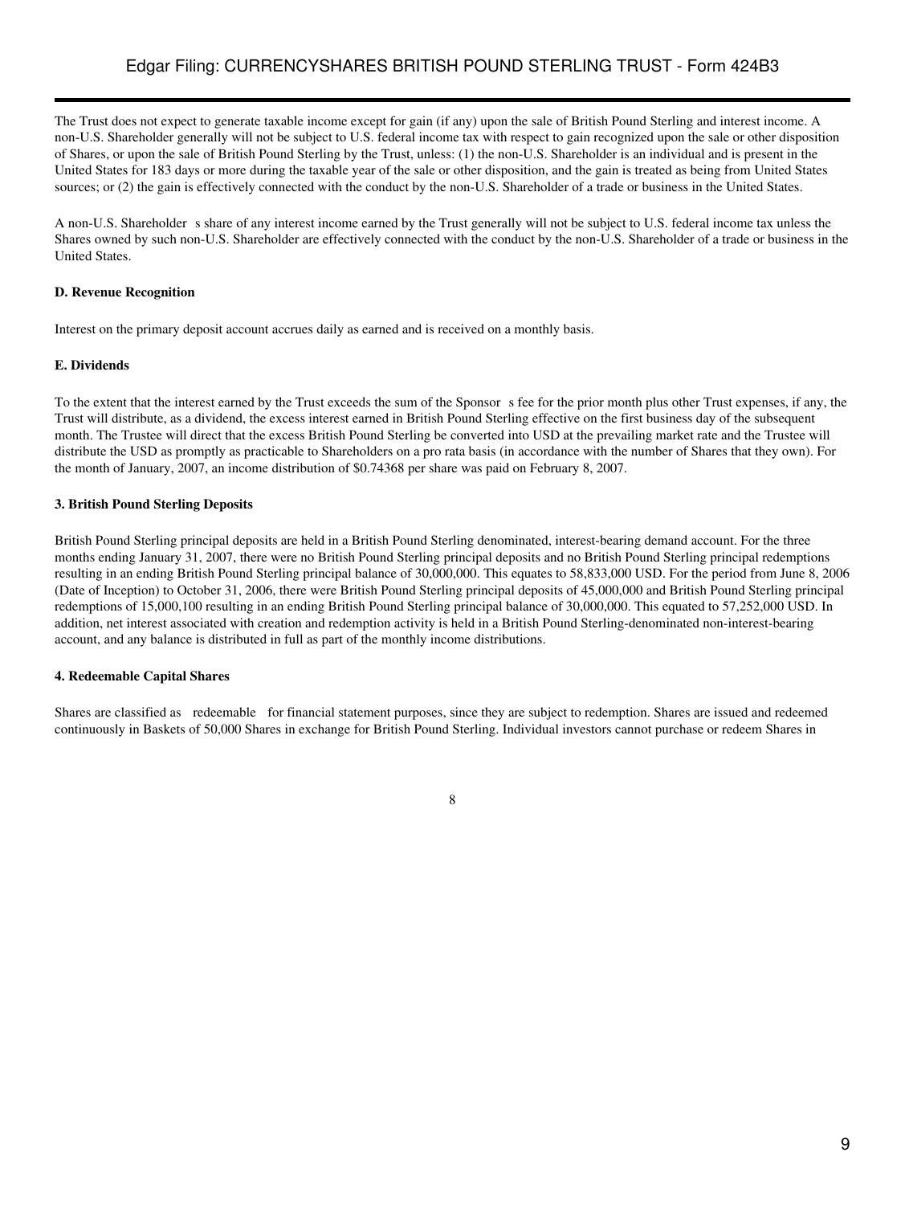The Trust does not expect to generate taxable income except for gain (if any) upon the sale of British Pound Sterling and interest income. A non-U.S. Shareholder generally will not be subject to U.S. federal income tax with respect to gain recognized upon the sale or other disposition of Shares, or upon the sale of British Pound Sterling by the Trust, unless: (1) the non-U.S. Shareholder is an individual and is present in the United States for 183 days or more during the taxable year of the sale or other disposition, and the gain is treated as being from United States sources; or (2) the gain is effectively connected with the conduct by the non-U.S. Shareholder of a trade or business in the United States.

A non-U.S. Shareholder s share of any interest income earned by the Trust generally will not be subject to U.S. federal income tax unless the Shares owned by such non-U.S. Shareholder are effectively connected with the conduct by the non-U.S. Shareholder of a trade or business in the United States.

**D. Revenue Recognition**

Interest on the primary deposit account accrues daily as earned and is received on a monthly basis.

**E. Dividends**

To the extent that the interest earned by the Trust exceeds the sum of the Sponsor s fee for the prior month plus other Trust expenses, if any, the Trust will distribute, as a dividend, the excess interest earned in British Pound Sterling effective on the first business day of the subsequent month. The Trustee will direct that the excess British Pound Sterling be converted into USD at the prevailing market rate and the Trustee will distribute the USD as promptly as practicable to Shareholders on a pro rata basis (in accordance with the number of Shares that they own). For the month of January, 2007, an income distribution of $0.74368 per share was paid on February 8, 2007.

**3. British Pound Sterling Deposits**

British Pound Sterling principal deposits are held in a British Pound Sterling denominated, interest-bearing demand account. For the three months ending January 31, 2007, there were no British Pound Sterling principal deposits and no British Pound Sterling principal redemptions resulting in an ending British Pound Sterling principal balance of 30,000,000. This equates to 58,833,000 USD. For the period from June 8, 2006 (Date of Inception) to October 31, 2006, there were British Pound Sterling principal deposits of 45,000,000 and British Pound Sterling principal redemptions of 15,000,100 resulting in an ending British Pound Sterling principal balance of 30,000,000. This equated to 57,252,000 USD. In addition, net interest associated with creation and redemption activity is held in a British Pound Sterling-denominated non-interest-bearing account, and any balance is distributed in full as part of the monthly income distributions.

**4. Redeemable Capital Shares**

Shares are classified as redeemable for financial statement purposes, since they are subject to redemption. Shares are issued and redeemed continuously in Baskets of 50,000 Shares in exchange for British Pound Sterling. Individual investors cannot purchase or redeem Shares in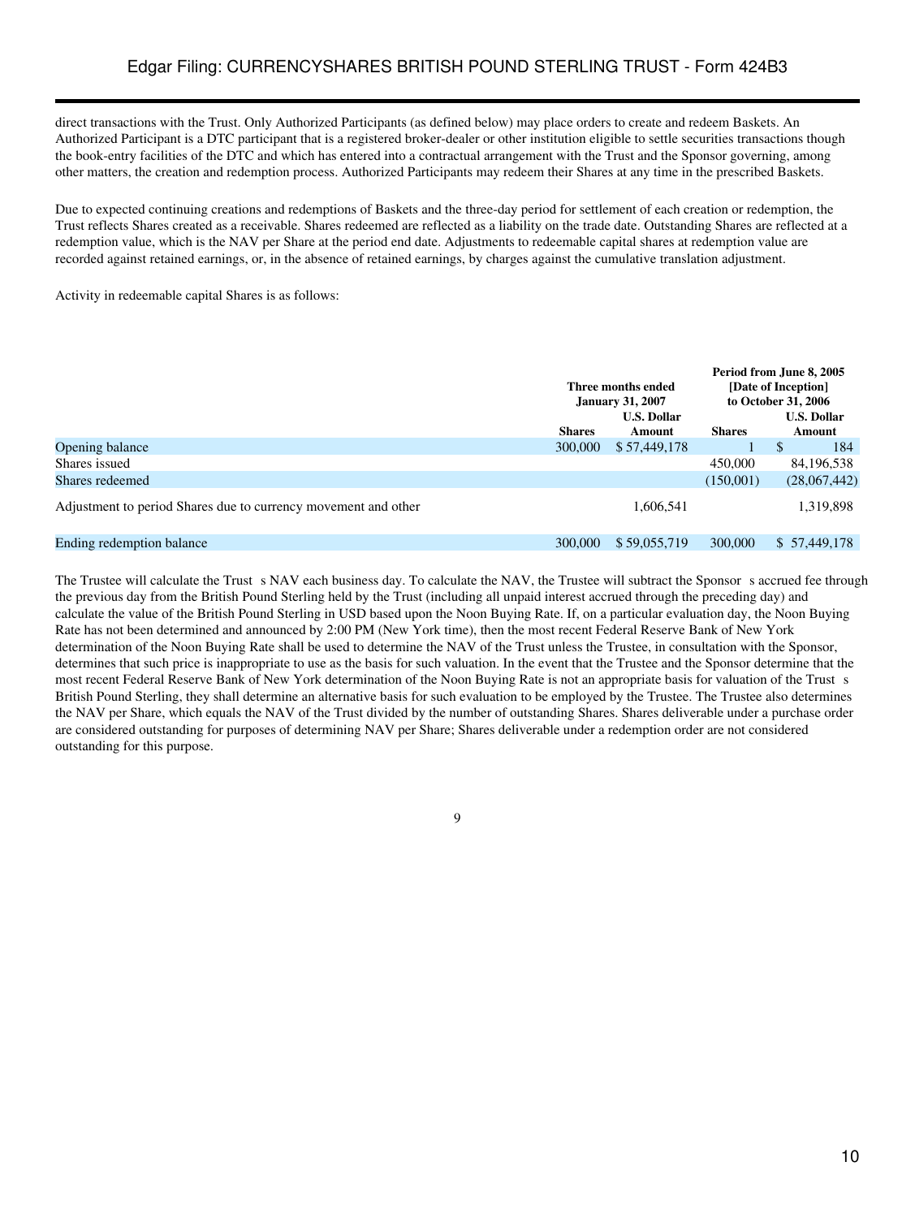direct transactions with the Trust. Only Authorized Participants (as defined below) may place orders to create and redeem Baskets. An Authorized Participant is a DTC participant that is a registered broker-dealer or other institution eligible to settle securities transactions though the book-entry facilities of the DTC and which has entered into a contractual arrangement with the Trust and the Sponsor governing, among other matters, the creation and redemption process. Authorized Participants may redeem their Shares at any time in the prescribed Baskets.

Due to expected continuing creations and redemptions of Baskets and the three-day period for settlement of each creation or redemption, the Trust reflects Shares created as a receivable. Shares redeemed are reflected as a liability on the trade date. Outstanding Shares are reflected at a redemption value, which is the NAV per Share at the period end date. Adjustments to redeemable capital shares at redemption value are recorded against retained earnings, or, in the absence of retained earnings, by charges against the cumulative translation adjustment.

Activity in redeemable capital Shares is as follows:

| | Three months ended January 31, 2007 | | Period from June 8, 2005 [Date of Inception] to October 31, 2006 | |
|---|---|---|---|---|
| | **Shares** | **U.S. Dollar Amount** | **Shares** | **U.S. Dollar Amount** |
| Opening balance | 300,000 | $ 57,449,178 | 1 | $ 184 |
| Shares issued | | | 450,000 | 84,196,538 |
| Shares redeemed | | | (150,001) | (28,067,442) |
| Adjustment to period Shares due to currency movement and other | | 1,606,541 | | 1,319,898 |
| Ending redemption balance | 300,000 | $ 59,055,719 | 300,000 | $ 57,449,178 |

The Trustee will calculate the Trust s NAV each business day. To calculate the NAV, the Trustee will subtract the Sponsor s accrued fee through the previous day from the British Pound Sterling held by the Trust (including all unpaid interest accrued through the preceding day) and calculate the value of the British Pound Sterling in USD based upon the Noon Buying Rate. If, on a particular evaluation day, the Noon Buying Rate has not been determined and announced by 2:00 PM (New York time), then the most recent Federal Reserve Bank of New York determination of the Noon Buying Rate shall be used to determine the NAV of the Trust unless the Trustee, in consultation with the Sponsor, determines that such price is inappropriate to use as the basis for such valuation. In the event that the Trustee and the Sponsor determine that the most recent Federal Reserve Bank of New York determination of the Noon Buying Rate is not an appropriate basis for valuation of the Trust s British Pound Sterling, they shall determine an alternative basis for such evaluation to be employed by the Trustee. The Trustee also determines the NAV per Share, which equals the NAV of the Trust divided by the number of outstanding Shares. Shares deliverable under a purchase order are considered outstanding for purposes of determining NAV per Share; Shares deliverable under a redemption order are not considered outstanding for this purpose.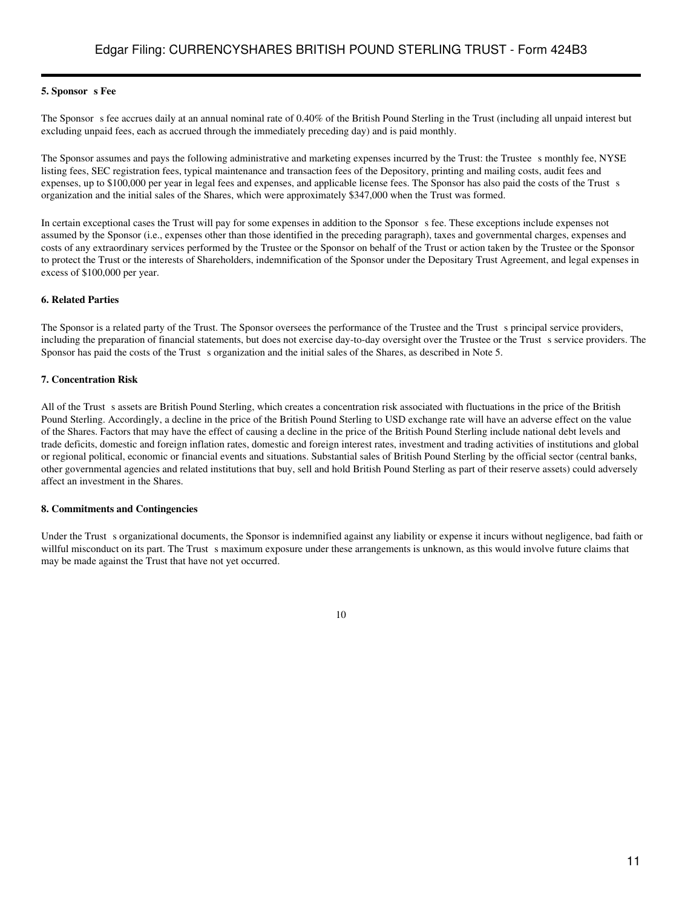**5. Sponsor s Fee**

The Sponsor s fee accrues daily at an annual nominal rate of 0.40% of the British Pound Sterling in the Trust (including all unpaid interest but excluding unpaid fees, each as accrued through the immediately preceding day) and is paid monthly.

The Sponsor assumes and pays the following administrative and marketing expenses incurred by the Trust: the Trustee s monthly fee, NYSE listing fees, SEC registration fees, typical maintenance and transaction fees of the Depository, printing and mailing costs, audit fees and expenses, up to $100,000 per year in legal fees and expenses, and applicable license fees. The Sponsor has also paid the costs of the Trust s organization and the initial sales of the Shares, which were approximately $347,000 when the Trust was formed.

In certain exceptional cases the Trust will pay for some expenses in addition to the Sponsor s fee. These exceptions include expenses not assumed by the Sponsor (i.e., expenses other than those identified in the preceding paragraph), taxes and governmental charges, expenses and costs of any extraordinary services performed by the Trustee or the Sponsor on behalf of the Trust or action taken by the Trustee or the Sponsor to protect the Trust or the interests of Shareholders, indemnification of the Sponsor under the Depositary Trust Agreement, and legal expenses in excess of $100,000 per year.

**6. Related Parties**

The Sponsor is a related party of the Trust. The Sponsor oversees the performance of the Trustee and the Trust s principal service providers, including the preparation of financial statements, but does not exercise day-to-day oversight over the Trustee or the Trust s service providers. The Sponsor has paid the costs of the Trust s organization and the initial sales of the Shares, as described in Note 5.

**7. Concentration Risk**

All of the Trust s assets are British Pound Sterling, which creates a concentration risk associated with fluctuations in the price of the British Pound Sterling. Accordingly, a decline in the price of the British Pound Sterling to USD exchange rate will have an adverse effect on the value of the Shares. Factors that may have the effect of causing a decline in the price of the British Pound Sterling include national debt levels and trade deficits, domestic and foreign inflation rates, domestic and foreign interest rates, investment and trading activities of institutions and global or regional political, economic or financial events and situations. Substantial sales of British Pound Sterling by the official sector (central banks, other governmental agencies and related institutions that buy, sell and hold British Pound Sterling as part of their reserve assets) could adversely affect an investment in the Shares.

**8. Commitments and Contingencies**

Under the Trust s organizational documents, the Sponsor is indemnified against any liability or expense it incurs without negligence, bad faith or willful misconduct on its part. The Trust s maximum exposure under these arrangements is unknown, as this would involve future claims that may be made against the Trust that have not yet occurred.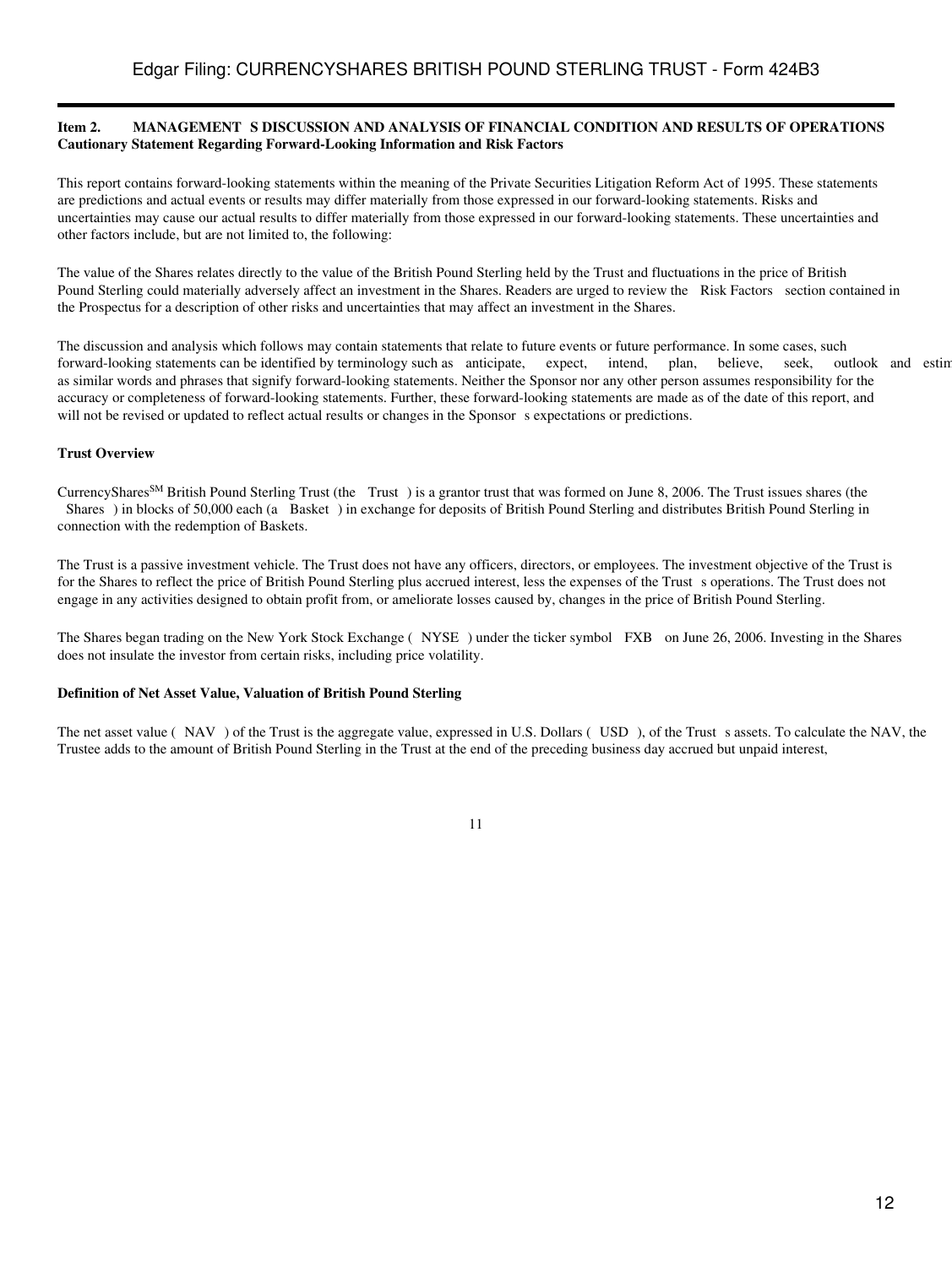**Item 2. MANAGEMENT S DISCUSSION AND ANALYSIS OF FINANCIAL CONDITION AND RESULTS OF OPERATIONS**
**Cautionary Statement Regarding Forward-Looking Information and Risk Factors**

This report contains forward-looking statements within the meaning of the Private Securities Litigation Reform Act of 1995. These statements are predictions and actual events or results may differ materially from those expressed in our forward-looking statements. Risks and uncertainties may cause our actual results to differ materially from those expressed in our forward-looking statements. These uncertainties and other factors include, but are not limited to, the following:

The value of the Shares relates directly to the value of the British Pound Sterling held by the Trust and fluctuations in the price of British Pound Sterling could materially adversely affect an investment in the Shares. Readers are urged to review the Risk Factors section contained in the Prospectus for a description of other risks and uncertainties that may affect an investment in the Shares.

The discussion and analysis which follows may contain statements that relate to future events or future performance. In some cases, such forward-looking statements can be identified by terminology such as anticipate, expect, intend, plan, believe, seek, outlook and estim as similar words and phrases that signify forward-looking statements. Neither the Sponsor nor any other person assumes responsibility for the accuracy or completeness of forward-looking statements. Further, these forward-looking statements are made as of the date of this report, and will not be revised or updated to reflect actual results or changes in the Sponsor s expectations or predictions.

**Trust Overview**

CurrencyShares[SM] British Pound Sterling Trust (the Trust ) is a grantor trust that was formed on June 8, 2006. The Trust issues shares (the Shares ) in blocks of 50,000 each (a Basket ) in exchange for deposits of British Pound Sterling and distributes British Pound Sterling in connection with the redemption of Baskets.

The Trust is a passive investment vehicle. The Trust does not have any officers, directors, or employees. The investment objective of the Trust is for the Shares to reflect the price of British Pound Sterling plus accrued interest, less the expenses of the Trust s operations. The Trust does not engage in any activities designed to obtain profit from, or ameliorate losses caused by, changes in the price of British Pound Sterling.

The Shares began trading on the New York Stock Exchange ( NYSE ) under the ticker symbol FXB on June 26, 2006. Investing in the Shares does not insulate the investor from certain risks, including price volatility.

**Definition of Net Asset Value, Valuation of British Pound Sterling**

The net asset value ( NAV ) of the Trust is the aggregate value, expressed in U.S. Dollars ( USD ), of the Trust s assets. To calculate the NAV, the Trustee adds to the amount of British Pound Sterling in the Trust at the end of the preceding business day accrued but unpaid interest,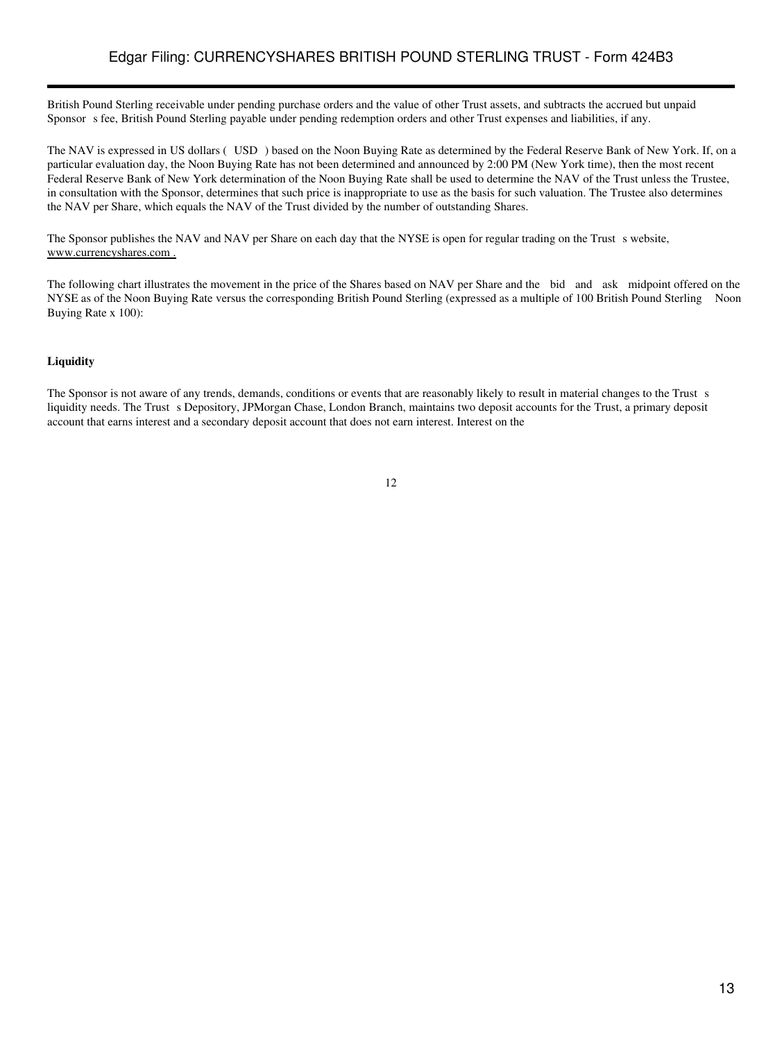British Pound Sterling receivable under pending purchase orders and the value of other Trust assets, and subtracts the accrued but unpaid Sponsor s fee, British Pound Sterling payable under pending redemption orders and other Trust expenses and liabilities, if any.

The NAV is expressed in US dollars ( USD ) based on the Noon Buying Rate as determined by the Federal Reserve Bank of New York. If, on a particular evaluation day, the Noon Buying Rate has not been determined and announced by 2:00 PM (New York time), then the most recent Federal Reserve Bank of New York determination of the Noon Buying Rate shall be used to determine the NAV of the Trust unless the Trustee, in consultation with the Sponsor, determines that such price is inappropriate to use as the basis for such valuation. The Trustee also determines the NAV per Share, which equals the NAV of the Trust divided by the number of outstanding Shares.

The Sponsor publishes the NAV and NAV per Share on each day that the NYSE is open for regular trading on the Trust s website, www.currencyshares.com .

The following chart illustrates the movement in the price of the Shares based on NAV per Share and the bid and ask midpoint offered on the NYSE as of the Noon Buying Rate versus the corresponding British Pound Sterling (expressed as a multiple of 100 British Pound Sterling Noon Buying Rate x 100):

**Liquidity**

The Sponsor is not aware of any trends, demands, conditions or events that are reasonably likely to result in material changes to the Trust s liquidity needs. The Trust s Depository, JPMorgan Chase, London Branch, maintains two deposit accounts for the Trust, a primary deposit account that earns interest and a secondary deposit account that does not earn interest. Interest on the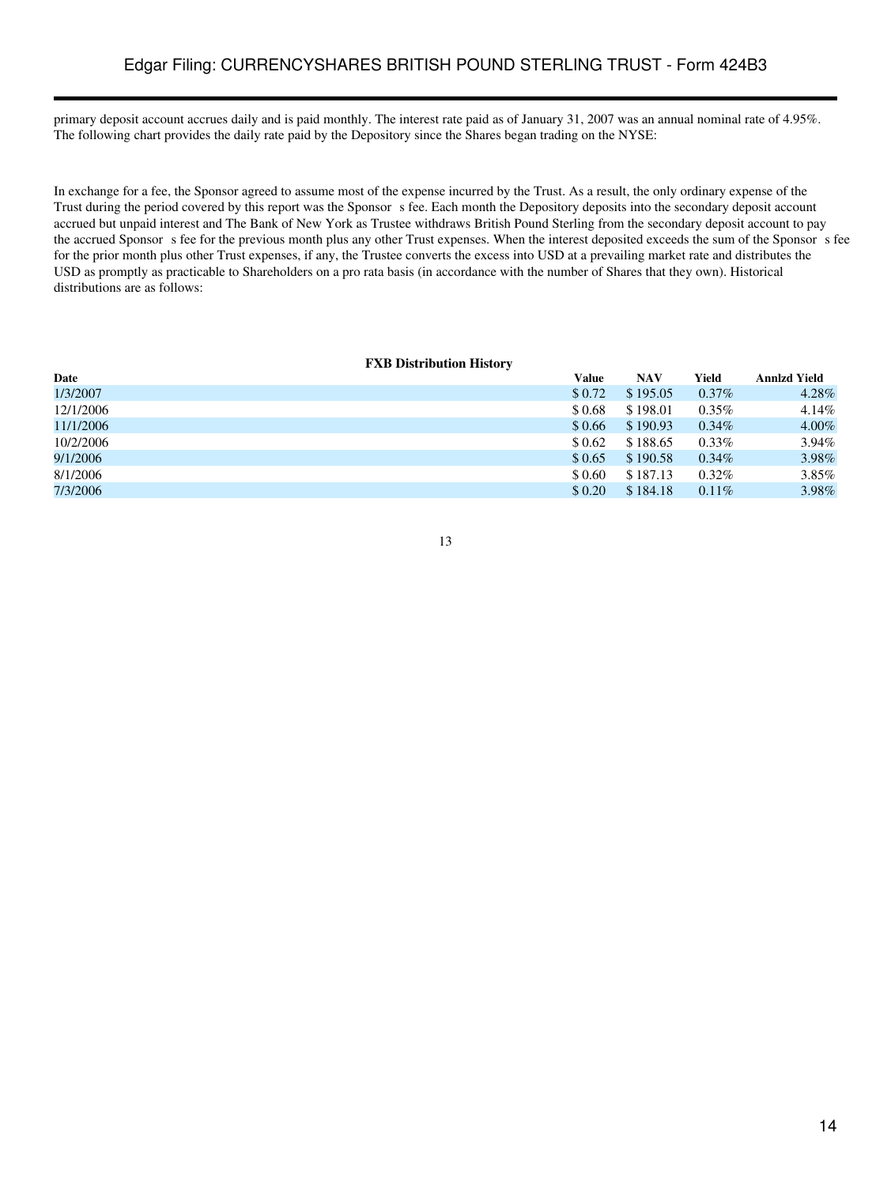primary deposit account accrues daily and is paid monthly. The interest rate paid as of January 31, 2007 was an annual nominal rate of 4.95%. The following chart provides the daily rate paid by the Depository since the Shares began trading on the NYSE:

In exchange for a fee, the Sponsor agreed to assume most of the expense incurred by the Trust. As a result, the only ordinary expense of the Trust during the period covered by this report was the Sponsor s fee. Each month the Depository deposits into the secondary deposit account accrued but unpaid interest and The Bank of New York as Trustee withdraws British Pound Sterling from the secondary deposit account to pay the accrued Sponsor s fee for the previous month plus any other Trust expenses. When the interest deposited exceeds the sum of the Sponsor s fee for the prior month plus other Trust expenses, if any, the Trustee converts the excess into USD at a prevailing market rate and distributes the USD as promptly as practicable to Shareholders on a pro rata basis (in accordance with the number of Shares that they own). Historical distributions are as follows:

**FXB Distribution History**

| Date | Value | NAV | Yield | Annlzd Yield |
|---|---|---|---|---|
| 1/3/2007 | $ 0.72 | $ 195.05 | 0.37% | 4.28% |
| 12/1/2006 | $ 0.68 | $ 198.01 | 0.35% | 4.14% |
| 11/1/2006 | $ 0.66 | $ 190.93 | 0.34% | 4.00% |
| 10/2/2006 | $ 0.62 | $ 188.65 | 0.33% | 3.94% |
| 9/1/2006 | $ 0.65 | $ 190.58 | 0.34% | 3.98% |
| 8/1/2006 | $ 0.60 | $ 187.13 | 0.32% | 3.85% |
| 7/3/2006 | $ 0.20 | $ 184.18 | 0.11% | 3.98% |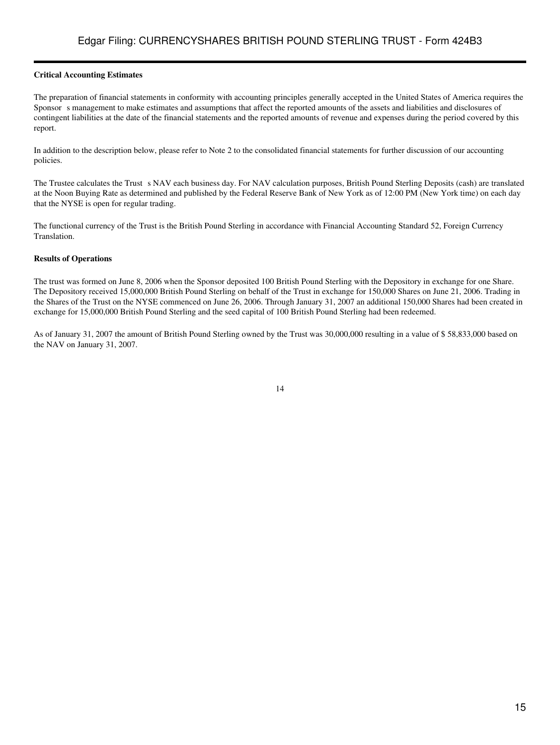**Critical Accounting Estimates**

The preparation of financial statements in conformity with accounting principles generally accepted in the United States of America requires the Sponsor s management to make estimates and assumptions that affect the reported amounts of the assets and liabilities and disclosures of contingent liabilities at the date of the financial statements and the reported amounts of revenue and expenses during the period covered by this report.

In addition to the description below, please refer to Note 2 to the consolidated financial statements for further discussion of our accounting policies.

The Trustee calculates the Trust s NAV each business day. For NAV calculation purposes, British Pound Sterling Deposits (cash) are translated at the Noon Buying Rate as determined and published by the Federal Reserve Bank of New York as of 12:00 PM (New York time) on each day that the NYSE is open for regular trading.

The functional currency of the Trust is the British Pound Sterling in accordance with Financial Accounting Standard 52, Foreign Currency Translation.

**Results of Operations**

The trust was formed on June 8, 2006 when the Sponsor deposited 100 British Pound Sterling with the Depository in exchange for one Share. The Depository received 15,000,000 British Pound Sterling on behalf of the Trust in exchange for 150,000 Shares on June 21, 2006. Trading in the Shares of the Trust on the NYSE commenced on June 26, 2006. Through January 31, 2007 an additional 150,000 Shares had been created in exchange for 15,000,000 British Pound Sterling and the seed capital of 100 British Pound Sterling had been redeemed.

As of January 31, 2007 the amount of British Pound Sterling owned by the Trust was 30,000,000 resulting in a value of $ 58,833,000 based on the NAV on January 31, 2007.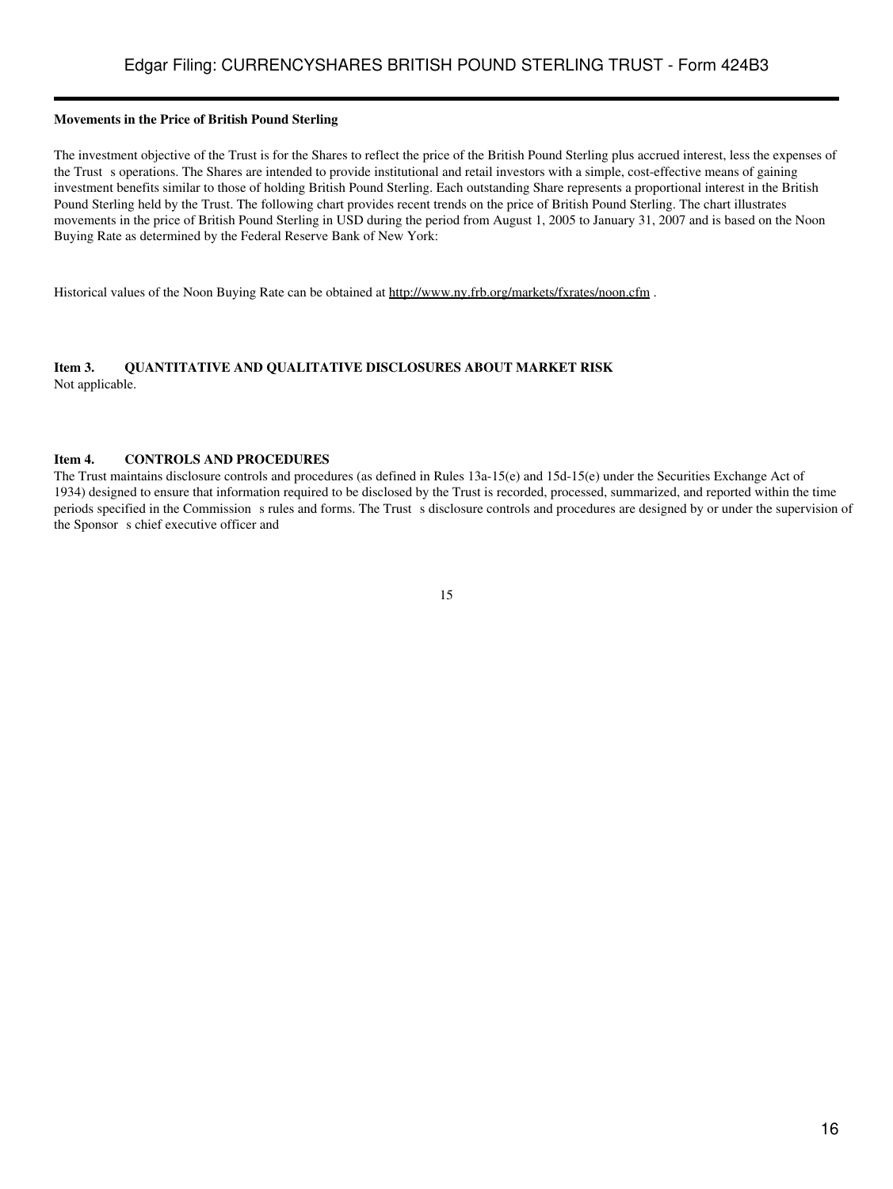**Movements in the Price of British Pound Sterling**

The investment objective of the Trust is for the Shares to reflect the price of the British Pound Sterling plus accrued interest, less the expenses of the Trust s operations. The Shares are intended to provide institutional and retail investors with a simple, cost-effective means of gaining investment benefits similar to those of holding British Pound Sterling. Each outstanding Share represents a proportional interest in the British Pound Sterling held by the Trust. The following chart provides recent trends on the price of British Pound Sterling. The chart illustrates movements in the price of British Pound Sterling in USD during the period from August 1, 2005 to January 31, 2007 and is based on the Noon Buying Rate as determined by the Federal Reserve Bank of New York:

Historical values of the Noon Buying Rate can be obtained at http://www.ny.frb.org/markets/fxrates/noon.cfm .

**Item 3. QUANTITATIVE AND QUALITATIVE DISCLOSURES ABOUT MARKET RISK**

Not applicable.

**Item 4. CONTROLS AND PROCEDURES**

The Trust maintains disclosure controls and procedures (as defined in Rules 13a-15(e) and 15d-15(e) under the Securities Exchange Act of 1934) designed to ensure that information required to be disclosed by the Trust is recorded, processed, summarized, and reported within the time periods specified in the Commission s rules and forms. The Trust s disclosure controls and procedures are designed by or under the supervision of the Sponsor s chief executive officer and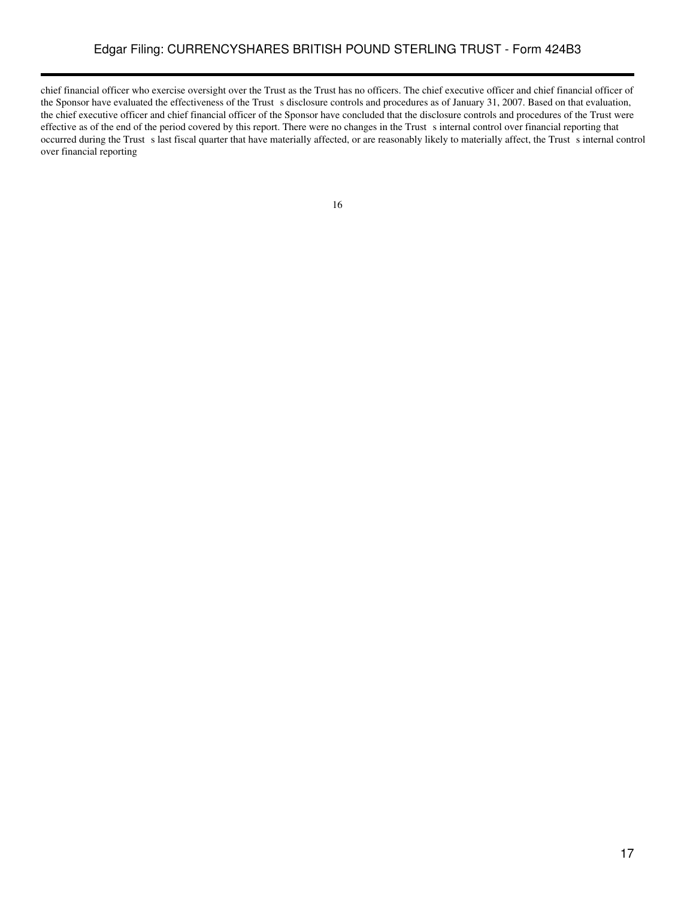chief financial officer who exercise oversight over the Trust as the Trust has no officers. The chief executive officer and chief financial officer of the Sponsor have evaluated the effectiveness of the Trust s disclosure controls and procedures as of January 31, 2007. Based on that evaluation, the chief executive officer and chief financial officer of the Sponsor have concluded that the disclosure controls and procedures of the Trust were effective as of the end of the period covered by this report. There were no changes in the Trust s internal control over financial reporting that occurred during the Trust s last fiscal quarter that have materially affected, or are reasonably likely to materially affect, the Trust s internal control over financial reporting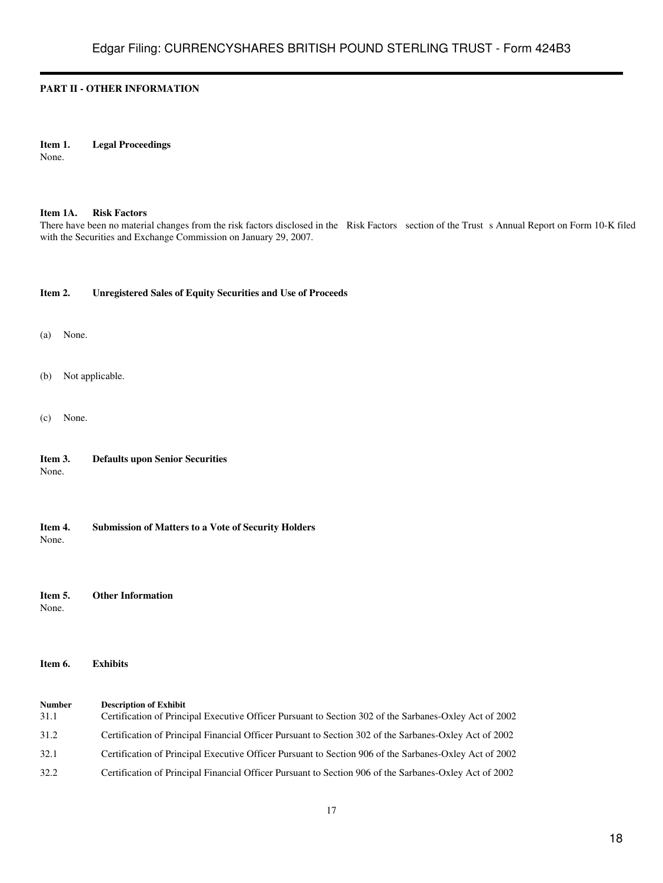**PART II - OTHER INFORMATION**

**Item 1. Legal Proceedings**

None.

**Item 1A. Risk Factors**

There have been no material changes from the risk factors disclosed in the Risk Factors section of the Trust s Annual Report on Form 10-K filed with the Securities and Exchange Commission on January 29, 2007.

**Item 2. Unregistered Sales of Equity Securities and Use of Proceeds**

(a) None.

(b) Not applicable.

(c) None.

**Item 3. Defaults upon Senior Securities**

None.

**Item 4. Submission of Matters to a Vote of Security Holders**

None.

**Item 5. Other Information**

None.

**Item 6. Exhibits**

| Number | Description of Exhibit |
|---|---|
| 31.1 | Certification of Principal Executive Officer Pursuant to Section 302 of the Sarbanes-Oxley Act of 2002 |
| 31.2 | Certification of Principal Financial Officer Pursuant to Section 302 of the Sarbanes-Oxley Act of 2002 |
| 32.1 | Certification of Principal Executive Officer Pursuant to Section 906 of the Sarbanes-Oxley Act of 2002 |
| 32.2 | Certification of Principal Financial Officer Pursuant to Section 906 of the Sarbanes-Oxley Act of 2002 |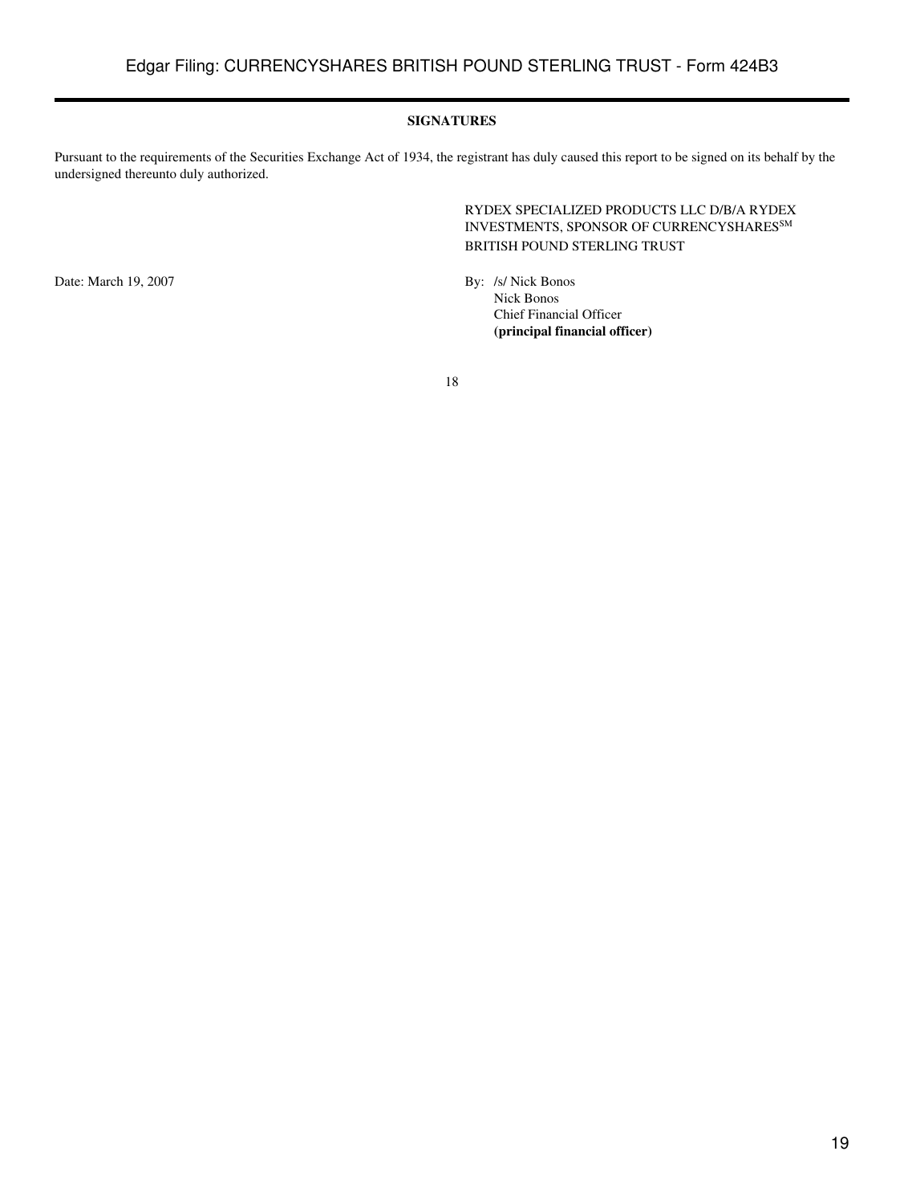**SIGNATURES**

Pursuant to the requirements of the Securities Exchange Act of 1934, the registrant has duly caused this report to be signed on its behalf by the undersigned thereunto duly authorized.

RYDEX SPECIALIZED PRODUCTS LLC D/B/A RYDEX INVESTMENTS, SPONSOR OF CURRENCYSHARES[SM] BRITISH POUND STERLING TRUST

Date: March 19, 2007

By: /s/ Nick Bonos
Nick Bonos
Chief Financial Officer
**(principal financial officer)**